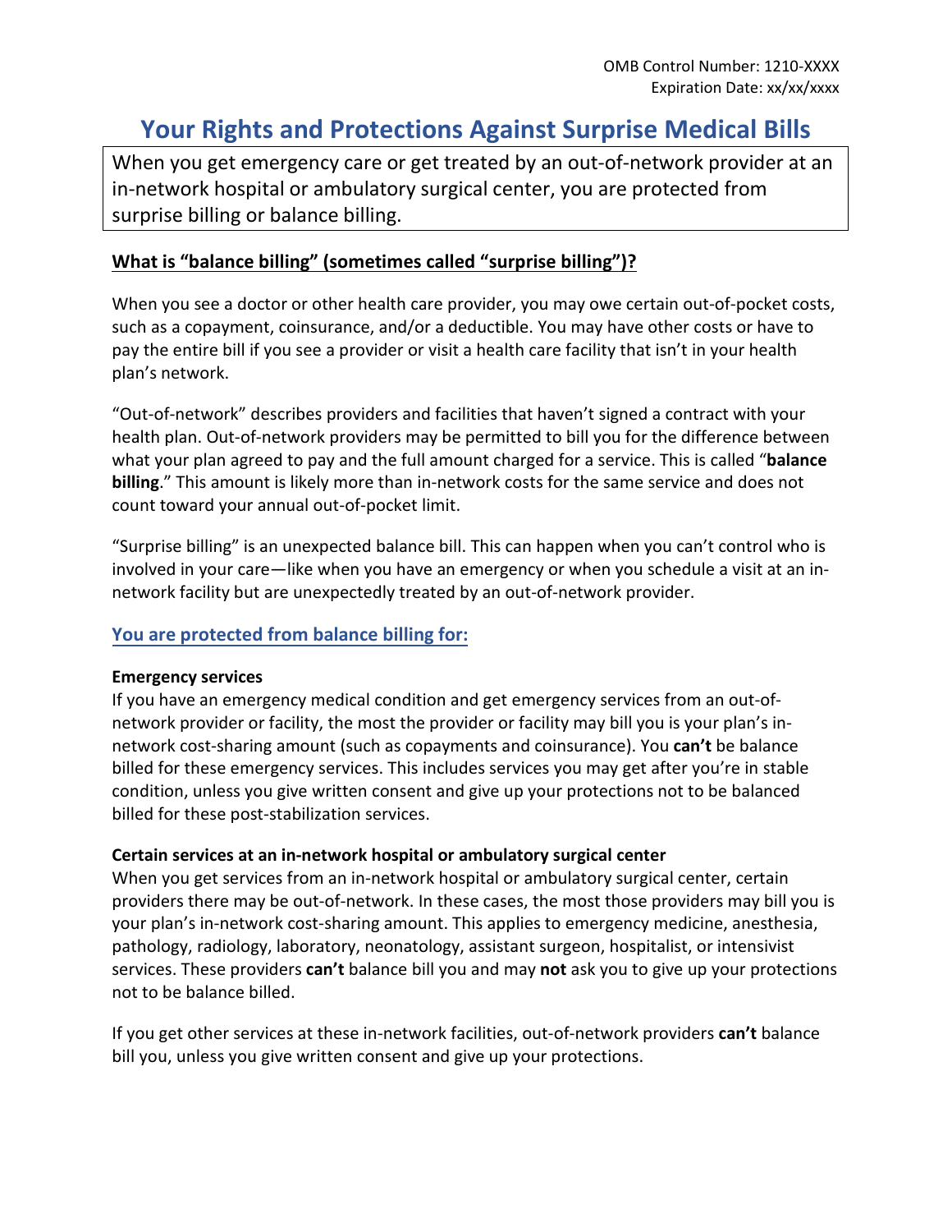OMB Control Number: 1210-XXXX
Expiration Date: xx/xx/xxxx

# Your Rights and Protections Against Surprise Medical Bills

When you get emergency care or get treated by an out-of-network provider at an in-network hospital or ambulatory surgical center, you are protected from surprise billing or balance billing.

### What is "balance billing" (sometimes called "surprise billing")?

When you see a doctor or other health care provider, you may owe certain out-of-pocket costs, such as a copayment, coinsurance, and/or a deductible. You may have other costs or have to pay the entire bill if you see a provider or visit a health care facility that isn't in your health plan's network.

"Out-of-network" describes providers and facilities that haven't signed a contract with your health plan. Out-of-network providers may be permitted to bill you for the difference between what your plan agreed to pay and the full amount charged for a service. This is called "**balance billing**." This amount is likely more than in-network costs for the same service and does not count toward your annual out-of-pocket limit.

"Surprise billing" is an unexpected balance bill. This can happen when you can't control who is involved in your care—like when you have an emergency or when you schedule a visit at an in-network facility but are unexpectedly treated by an out-of-network provider.

## You are protected from balance billing for:

**Emergency services**
If you have an emergency medical condition and get emergency services from an out-of-network provider or facility, the most the provider or facility may bill you is your plan's in-network cost-sharing amount (such as copayments and coinsurance). You **can't** be balance billed for these emergency services. This includes services you may get after you're in stable condition, unless you give written consent and give up your protections not to be balanced billed for these post-stabilization services.

**Certain services at an in-network hospital or ambulatory surgical center**
When you get services from an in-network hospital or ambulatory surgical center, certain providers there may be out-of-network. In these cases, the most those providers may bill you is your plan's in-network cost-sharing amount. This applies to emergency medicine, anesthesia, pathology, radiology, laboratory, neonatology, assistant surgeon, hospitalist, or intensivist services. These providers **can't** balance bill you and may **not** ask you to give up your protections not to be balance billed.

If you get other services at these in-network facilities, out-of-network providers **can't** balance bill you, unless you give written consent and give up your protections.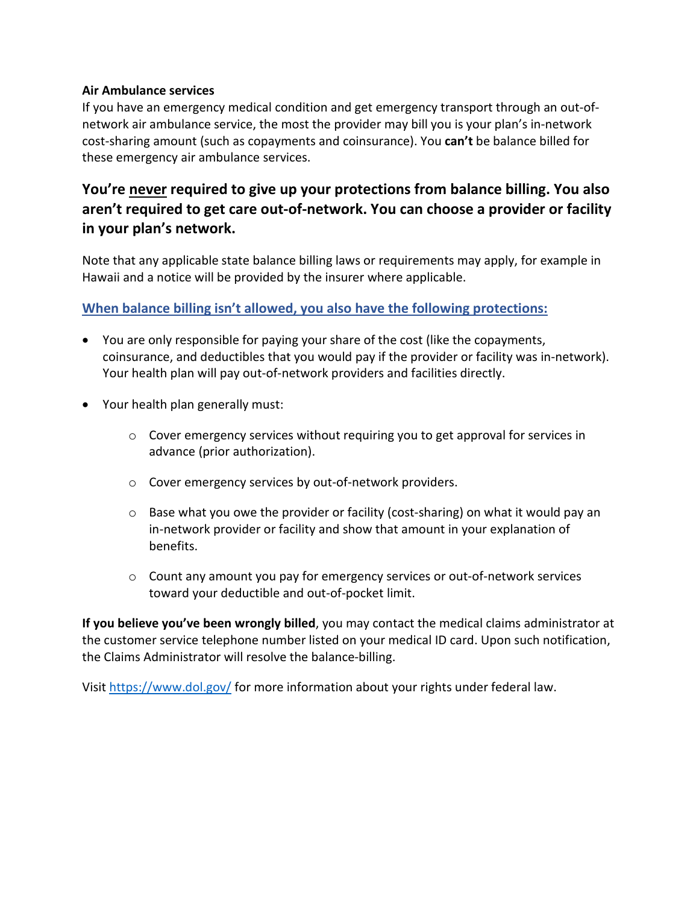**Air Ambulance services**

If you have an emergency medical condition and get emergency transport through an out-of-network air ambulance service, the most the provider may bill you is your plan's in-network cost-sharing amount (such as copayments and coinsurance). You **can't** be balance billed for these emergency air ambulance services.

## You're <u>never</u> required to give up your protections from balance billing. You also aren't required to get care out-of-network. You can choose a provider or facility in your plan's network.

Note that any applicable state balance billing laws or requirements may apply, for example in Hawaii and a notice will be provided by the insurer where applicable.

### <u>When balance billing isn't allowed, you also have the following protections:</u>

- You are only responsible for paying your share of the cost (like the copayments, coinsurance, and deductibles that you would pay if the provider or facility was in-network). Your health plan will pay out-of-network providers and facilities directly.
- Your health plan generally must:
    - Cover emergency services without requiring you to get approval for services in advance (prior authorization).
    - Cover emergency services by out-of-network providers.
    - Base what you owe the provider or facility (cost-sharing) on what it would pay an in-network provider or facility and show that amount in your explanation of benefits.
    - Count any amount you pay for emergency services or out-of-network services toward your deductible and out-of-pocket limit.

**If you believe you've been wrongly billed**, you may contact the medical claims administrator at the customer service telephone number listed on your medical ID card. Upon such notification, the Claims Administrator will resolve the balance-billing.

Visit https://www.dol.gov/ for more information about your rights under federal law.